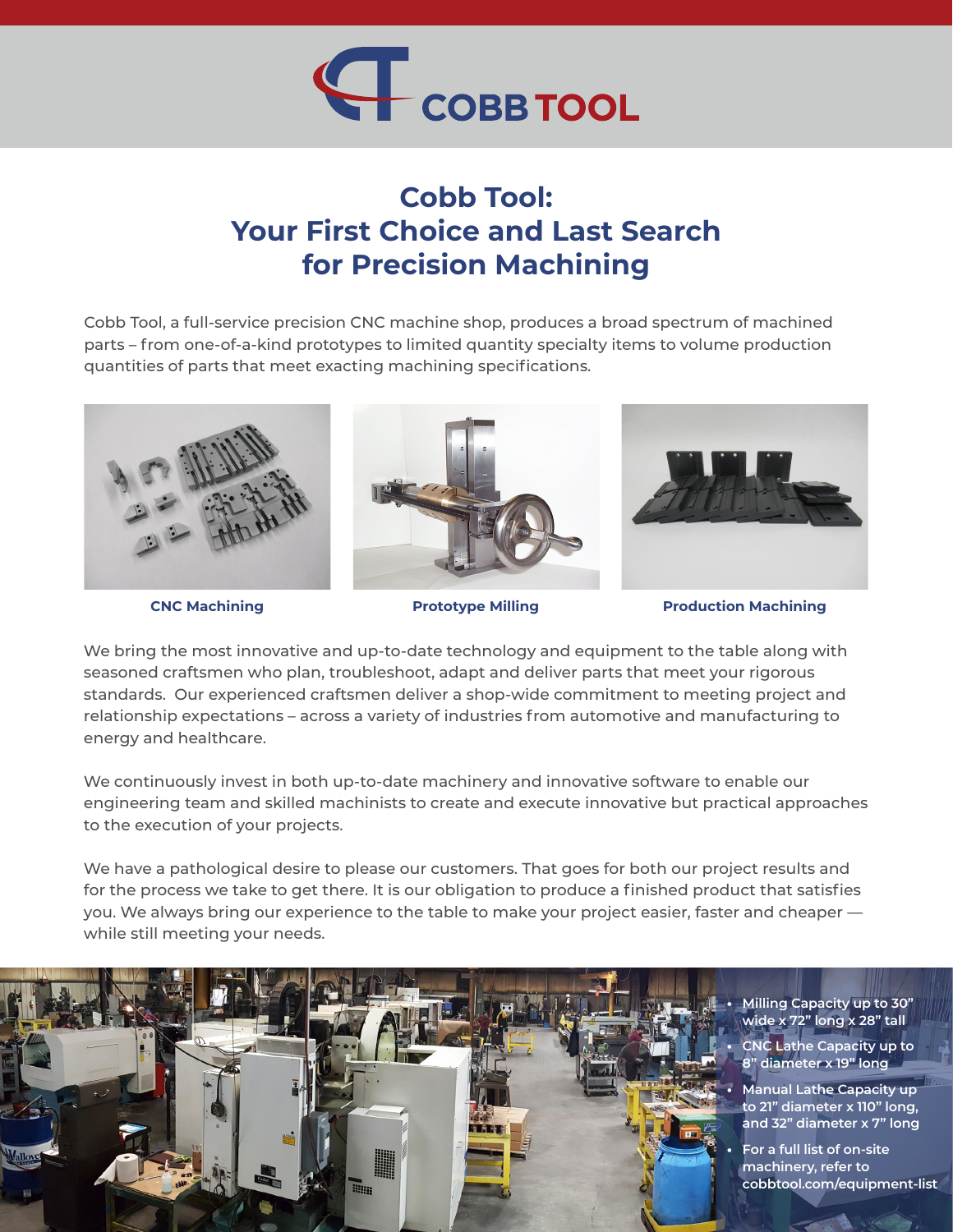COBB TOOL

# Cobb Tool: Your First Choice and Last Search for Precision Machining

Cobb Tool, a full-service precision CNC machine shop, produces a broad spectrum of machined parts – from one-of-a-kind prototypes to limited quantity specialty items to volume production quantities of parts that meet exacting machining specifications.

**CNC Machining**

**Prototype Milling**

**Production Machining**

We bring the most innovative and up-to-date technology and equipment to the table along with seasoned craftsmen who plan, troubleshoot, adapt and deliver parts that meet your rigorous standards. Our experienced craftsmen deliver a shop-wide commitment to meeting project and relationship expectations – across a variety of industries from automotive and manufacturing to energy and healthcare.

We continuously invest in both up-to-date machinery and innovative software to enable our engineering team and skilled machinists to create and execute innovative but practical approaches to the execution of your projects.

We have a pathological desire to please our customers. That goes for both our project results and for the process we take to get there. It is our obligation to produce a finished product that satisfies you. We always bring our experience to the table to make your project easier, faster and cheaper — while still meeting your needs.

- Milling Capacity up to 30" wide x 72" long x 28" tall
- CNC Lathe Capacity up to 8" diameter x 19" long
- Manual Lathe Capacity up to 21" diameter x 110" long, and 32" diameter x 7" long
- For a full list of on-site machinery, refer to cobbtool.com/equipment-list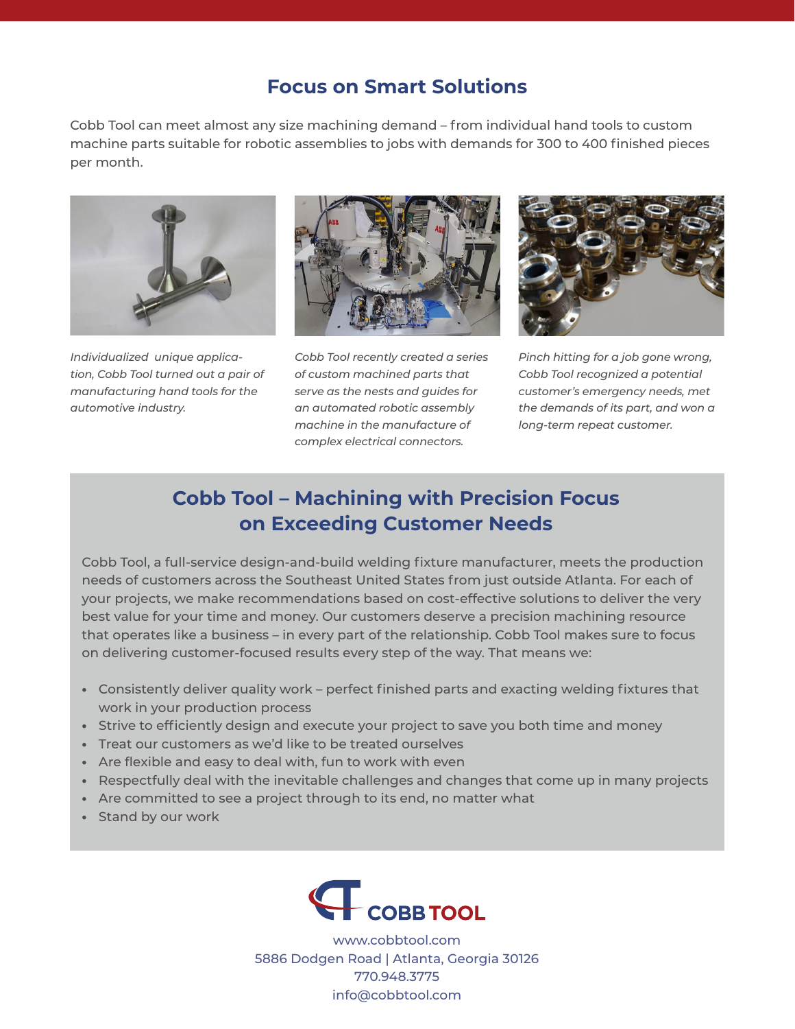## Focus on Smart Solutions

Cobb Tool can meet almost any size machining demand – from individual hand tools to custom machine parts suitable for robotic assemblies to jobs with demands for 300 to 400 finished pieces per month.

*Individualized unique application, Cobb Tool turned out a pair of manufacturing hand tools for the automotive industry.*

*Cobb Tool recently created a series of custom machined parts that serve as the nests and guides for an automated robotic assembly machine in the manufacture of complex electrical connectors.*

*Pinch hitting for a job gone wrong, Cobb Tool recognized a potential customer's emergency needs, met the demands of its part, and won a long-term repeat customer.*

## Cobb Tool – Machining with Precision Focus on Exceeding Customer Needs

Cobb Tool, a full-service design-and-build welding fixture manufacturer, meets the production needs of customers across the Southeast United States from just outside Atlanta. For each of your projects, we make recommendations based on cost-effective solutions to deliver the very best value for your time and money. Our customers deserve a precision machining resource that operates like a business – in every part of the relationship. Cobb Tool makes sure to focus on delivering customer-focused results every step of the way. That means we:

- Consistently deliver quality work – perfect finished parts and exacting welding fixtures that work in your production process
- Strive to efficiently design and execute your project to save you both time and money
- Treat our customers as we'd like to be treated ourselves
- Are flexible and easy to deal with, fun to work with even
- Respectfully deal with the inevitable challenges and changes that come up in many projects
- Are committed to see a project through to its end, no matter what
- Stand by our work

COBB TOOL

www.cobbtool.com
5886 Dodgen Road | Atlanta, Georgia 30126
770.948.3775
info@cobbtool.com